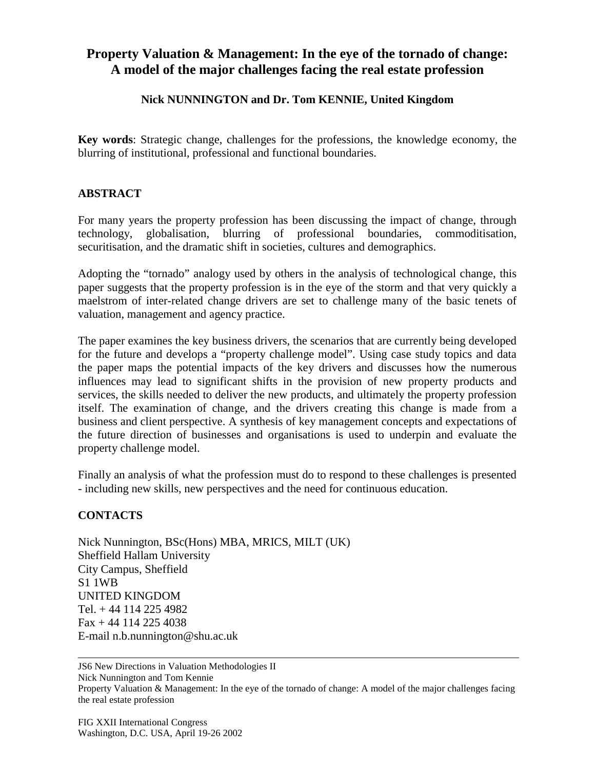# Property Valuation & Management: In the eye of the tornado of change: A model of the major challenges facing the real estate profession

**Nick NUNNINGTON and Dr. Tom KENNIE, United Kingdom**

**Key words**: Strategic change, challenges for the professions, the knowledge economy, the blurring of institutional, professional and functional boundaries.

## ABSTRACT

For many years the property profession has been discussing the impact of change, through technology, globalisation, blurring of professional boundaries, commoditisation, securitisation, and the dramatic shift in societies, cultures and demographics.

Adopting the "tornado" analogy used by others in the analysis of technological change, this paper suggests that the property profession is in the eye of the storm and that very quickly a maelstrom of inter-related change drivers are set to challenge many of the basic tenets of valuation, management and agency practice.

The paper examines the key business drivers, the scenarios that are currently being developed for the future and develops a "property challenge model". Using case study topics and data the paper maps the potential impacts of the key drivers and discusses how the numerous influences may lead to significant shifts in the provision of new property products and services, the skills needed to deliver the new products, and ultimately the property profession itself. The examination of change, and the drivers creating this change is made from a business and client perspective. A synthesis of key management concepts and expectations of the future direction of businesses and organisations is used to underpin and evaluate the property challenge model.

Finally an analysis of what the profession must do to respond to these challenges is presented - including new skills, new perspectives and the need for continuous education.

## CONTACTS

Nick Nunnington, BSc(Hons) MBA, MRICS, MILT (UK)
Sheffield Hallam University
City Campus, Sheffield
S1 1WB
UNITED KINGDOM
Tel. + 44 114 225 4982
Fax + 44 114 225 4038
E-mail n.b.nunnington@shu.ac.uk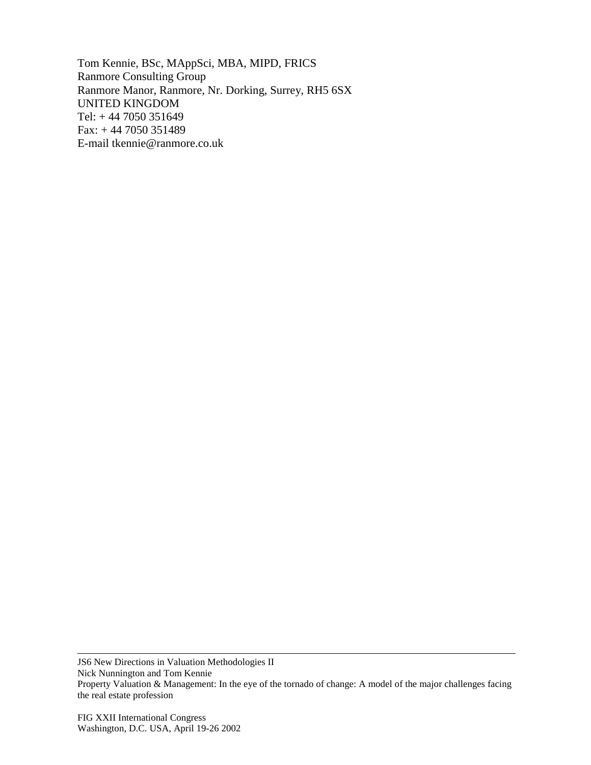Tom Kennie, BSc, MAppSci, MBA, MIPD, FRICS
Ranmore Consulting Group
Ranmore Manor, Ranmore, Nr. Dorking, Surrey, RH5 6SX
UNITED KINGDOM
Tel: + 44 7050 351649
Fax: + 44 7050 351489
E-mail tkennie@ranmore.co.uk